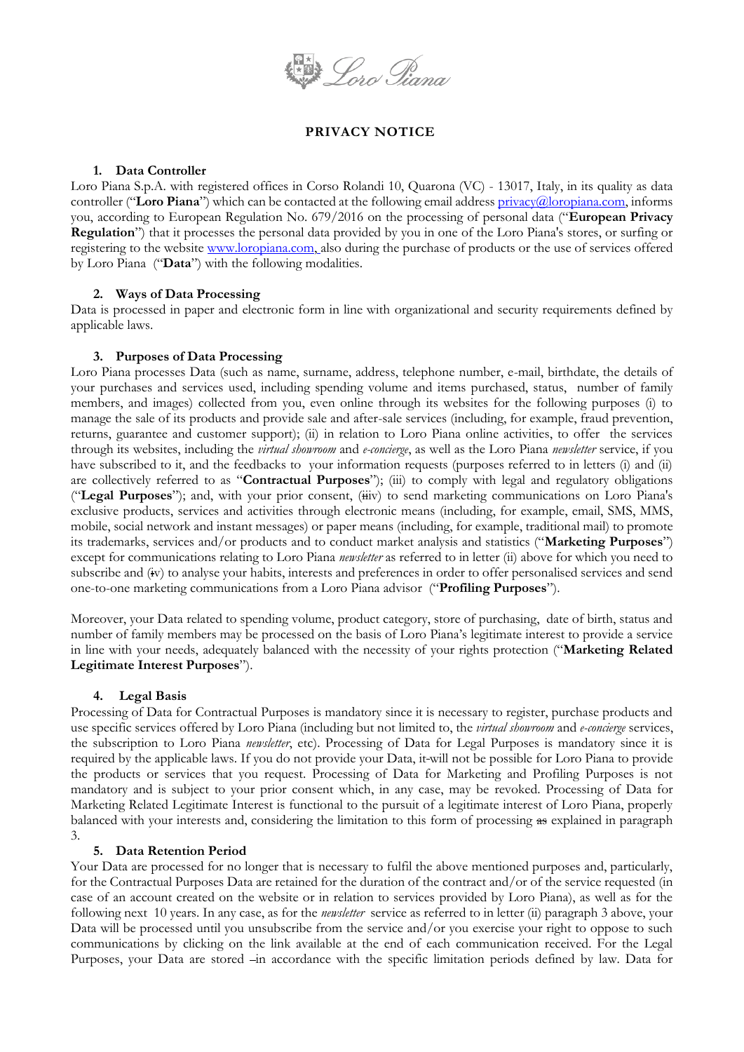# PRIVACY NOTICE

## 1. Data Controller

Loro Piana S.p.A. with registered offices in Corso Rolandi 10, Quarona (VC) - 13017, Italy, in its quality as data controller ("**Loro Piana**") which can be contacted at the following email address privacy@loropiana.com, informs you, according to European Regulation No. 679/2016 on the processing of personal data ("**European Privacy Regulation**") that it processes the personal data provided by you in one of the Loro Piana's stores, or surfing or registering to the website www.loropiana.com, also during the purchase of products or the use of services offered by Loro Piana ("**Data**") with the following modalities.

## 2. Ways of Data Processing

Data is processed in paper and electronic form in line with organizational and security requirements defined by applicable laws.

## 3. Purposes of Data Processing

Loro Piana processes Data (such as name, surname, address, telephone number, e-mail, birthdate, the details of your purchases and services used, including spending volume and items purchased, status, number of family members, and images) collected from you, even online through its websites for the following purposes (i) to manage the sale of its products and provide sale and after-sale services (including, for example, fraud prevention, returns, guarantee and customer support); (ii) in relation to Loro Piana online activities, to offer the services through its websites, including the *virtual showroom* and *e-concierge*, as well as the Loro Piana *newsletter* service, if you have subscribed to it, and the feedbacks to your information requests (purposes referred to in letters (i) and (ii) are collectively referred to as "**Contractual Purposes**"); (iii) to comply with legal and regulatory obligations ("**Legal Purposes**"); and, with your prior consent, (~~iii~~iv) to send marketing communications on Loro Piana's exclusive products, services and activities through electronic means (including, for example, email, SMS, MMS, mobile, social network and instant messages) or paper means (including, for example, traditional mail) to promote its trademarks, services and/or products and to conduct market analysis and statistics ("**Marketing Purposes**") except for communications relating to Loro Piana *newsletter* as referred to in letter (ii) above for which you need to subscribe and (~~i~~v) to analyse your habits, interests and preferences in order to offer personalised services and send one-to-one marketing communications from a Loro Piana advisor ("**Profiling Purposes**").

Moreover, your Data related to spending volume, product category, store of purchasing, date of birth, status and number of family members may be processed on the basis of Loro Piana's legitimate interest to provide a service in line with your needs, adequately balanced with the necessity of your rights protection ("**Marketing Related Legitimate Interest Purposes**").

## 4. Legal Basis

Processing of Data for Contractual Purposes is mandatory since it is necessary to register, purchase products and use specific services offered by Loro Piana (including but not limited to, the *virtual showroom* and *e-concierge* services, the subscription to Loro Piana *newsletter*, etc). Processing of Data for Legal Purposes is mandatory since it is required by the applicable laws. If you do not provide your Data, it will not be possible for Loro Piana to provide the products or services that you request. Processing of Data for Marketing and Profiling Purposes is not mandatory and is subject to your prior consent which, in any case, may be revoked. Processing of Data for Marketing Related Legitimate Interest is functional to the pursuit of a legitimate interest of Loro Piana, properly balanced with your interests and, considering the limitation to this form of processing ~~as~~ explained in paragraph 3.

## 5. Data Retention Period

Your Data are processed for no longer that is necessary to fulfil the above mentioned purposes and, particularly, for the Contractual Purposes Data are retained for the duration of the contract and/or of the service requested (in case of an account created on the website or in relation to services provided by Loro Piana), as well as for the following next 10 years. In any case, as for the *newsletter* service as referred to in letter (ii) paragraph 3 above, your Data will be processed until you unsubscribe from the service and/or you exercise your right to oppose to such communications by clicking on the link available at the end of each communication received. For the Legal Purposes, your Data are stored –in accordance with the specific limitation periods defined by law. Data for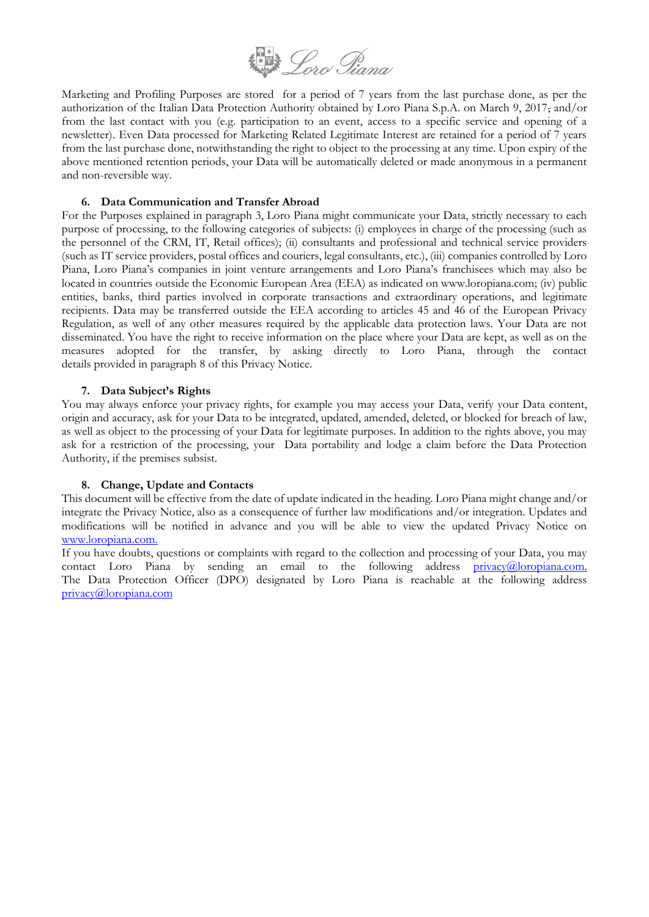Marketing and Profiling Purposes are stored for a period of 7 years from the last purchase done, as per the authorization of the Italian Data Protection Authority obtained by Loro Piana S.p.A. on March 9, 2017; and/or from the last contact with you (e.g. participation to an event, access to a specific service and opening of a newsletter). Even Data processed for Marketing Related Legitimate Interest are retained for a period of 7 years from the last purchase done, notwithstanding the right to object to the processing at any time. Upon expiry of the above mentioned retention periods, your Data will be automatically deleted or made anonymous in a permanent and non-reversible way.

## 6. Data Communication and Transfer Abroad

For the Purposes explained in paragraph 3, Loro Piana might communicate your Data, strictly necessary to each purpose of processing, to the following categories of subjects: (i) employees in charge of the processing (such as the personnel of the CRM, IT, Retail offices); (ii) consultants and professional and technical service providers (such as IT service providers, postal offices and couriers, legal consultants, etc.), (iii) companies controlled by Loro Piana, Loro Piana's companies in joint venture arrangements and Loro Piana's franchisees which may also be located in countries outside the Economic European Area (EEA) as indicated on www.loropiana.com; (iv) public entities, banks, third parties involved in corporate transactions and extraordinary operations, and legitimate recipients. Data may be transferred outside the EEA according to articles 45 and 46 of the European Privacy Regulation, as well of any other measures required by the applicable data protection laws. Your Data are not disseminated. You have the right to receive information on the place where your Data are kept, as well as on the measures adopted for the transfer, by asking directly to Loro Piana, through the contact details provided in paragraph 8 of this Privacy Notice.

## 7. Data Subject's Rights

You may always enforce your privacy rights, for example you may access your Data, verify your Data content, origin and accuracy, ask for your Data to be integrated, updated, amended, deleted, or blocked for breach of law, as well as object to the processing of your Data for legitimate purposes. In addition to the rights above, you may ask for a restriction of the processing, your Data portability and lodge a claim before the Data Protection Authority, if the premises subsist.

## 8. Change, Update and Contacts

This document will be effective from the date of update indicated in the heading. Loro Piana might change and/or integrate the Privacy Notice, also as a consequence of further law modifications and/or integration. Updates and modifications will be notified in advance and you will be able to view the updated Privacy Notice on www.loropiana.com.

If you have doubts, questions or complaints with regard to the collection and processing of your Data, you may contact Loro Piana by sending an email to the following address privacy@loropiana.com.
The Data Protection Officer (DPO) designated by Loro Piana is reachable at the following address privacy@loropiana.com